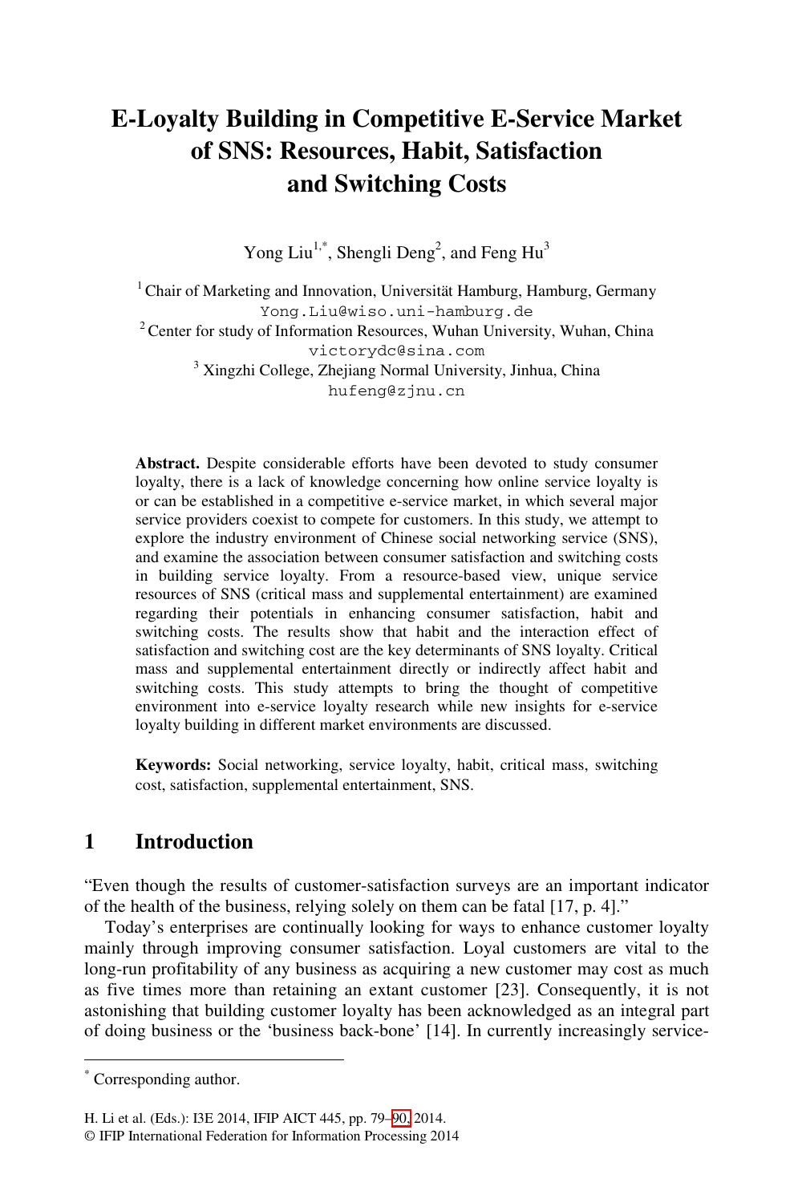# E-Loyalty Building in Competitive E-Service Market of SNS: Resources, Habit, Satisfaction and Switching Costs

Yong Liu[1,*], Shengli Deng[2], and Feng Hu[3]

[1] Chair of Marketing and Innovation, Universität Hamburg, Hamburg, Germany
Yong.Liu@wiso.uni-hamburg.de

[2] Center for study of Information Resources, Wuhan University, Wuhan, China
victorydc@sina.com

[3] Xingzhi College, Zhejiang Normal University, Jinhua, China
hufeng@zjnu.cn

**Abstract.** Despite considerable efforts have been devoted to study consumer loyalty, there is a lack of knowledge concerning how online service loyalty is or can be established in a competitive e-service market, in which several major service providers coexist to compete for customers. In this study, we attempt to explore the industry environment of Chinese social networking service (SNS), and examine the association between consumer satisfaction and switching costs in building service loyalty. From a resource-based view, unique service resources of SNS (critical mass and supplemental entertainment) are examined regarding their potentials in enhancing consumer satisfaction, habit and switching costs. The results show that habit and the interaction effect of satisfaction and switching cost are the key determinants of SNS loyalty. Critical mass and supplemental entertainment directly or indirectly affect habit and switching costs. This study attempts to bring the thought of competitive environment into e-service loyalty research while new insights for e-service loyalty building in different market environments are discussed.

**Keywords:** Social networking, service loyalty, habit, critical mass, switching cost, satisfaction, supplemental entertainment, SNS.

## 1 Introduction

"Even though the results of customer-satisfaction surveys are an important indicator of the health of the business, relying solely on them can be fatal [17, p. 4]."

Today's enterprises are continually looking for ways to enhance customer loyalty mainly through improving consumer satisfaction. Loyal customers are vital to the long-run profitability of any business as acquiring a new customer may cost as much as five times more than retaining an extant customer [23]. Consequently, it is not astonishing that building customer loyalty has been acknowledged as an integral part of doing business or the 'business back-bone' [14]. In currently increasingly service-

[*] Corresponding author.

H. Li et al. (Eds.): I3E 2014, IFIP AICT 445, pp. 79–90, 2014.
© IFIP International Federation for Information Processing 2014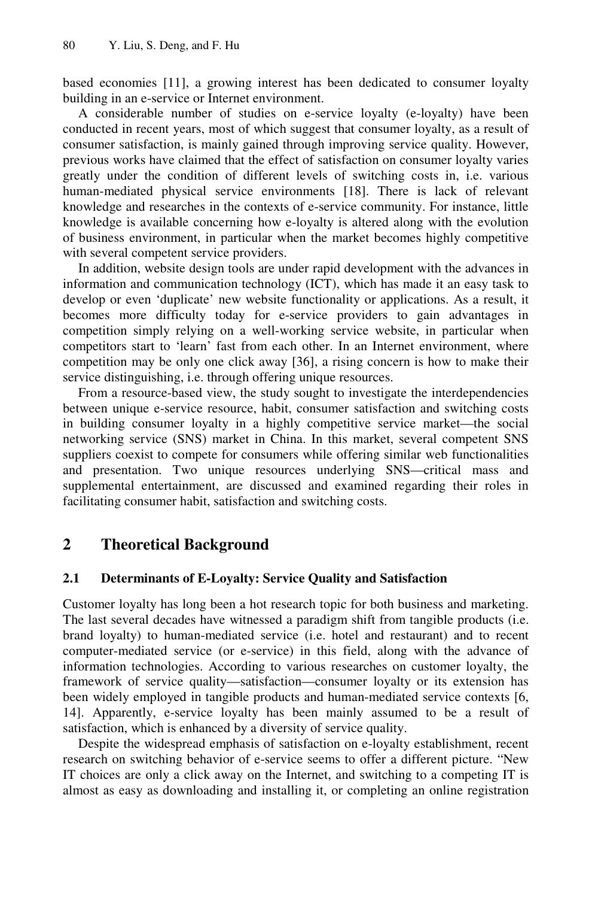based economies [11], a growing interest has been dedicated to consumer loyalty building in an e-service or Internet environment.

A considerable number of studies on e-service loyalty (e-loyalty) have been conducted in recent years, most of which suggest that consumer loyalty, as a result of consumer satisfaction, is mainly gained through improving service quality. However, previous works have claimed that the effect of satisfaction on consumer loyalty varies greatly under the condition of different levels of switching costs in, i.e. various human-mediated physical service environments [18]. There is lack of relevant knowledge and researches in the contexts of e-service community. For instance, little knowledge is available concerning how e-loyalty is altered along with the evolution of business environment, in particular when the market becomes highly competitive with several competent service providers.

In addition, website design tools are under rapid development with the advances in information and communication technology (ICT), which has made it an easy task to develop or even 'duplicate' new website functionality or applications. As a result, it becomes more difficulty today for e-service providers to gain advantages in competition simply relying on a well-working service website, in particular when competitors start to 'learn' fast from each other. In an Internet environment, where competition may be only one click away [36], a rising concern is how to make their service distinguishing, i.e. through offering unique resources.

From a resource-based view, the study sought to investigate the interdependencies between unique e-service resource, habit, consumer satisfaction and switching costs in building consumer loyalty in a highly competitive service market—the social networking service (SNS) market in China. In this market, several competent SNS suppliers coexist to compete for consumers while offering similar web functionalities and presentation. Two unique resources underlying SNS—critical mass and supplemental entertainment, are discussed and examined regarding their roles in facilitating consumer habit, satisfaction and switching costs.

## 2 Theoretical Background

### 2.1 Determinants of E-Loyalty: Service Quality and Satisfaction

Customer loyalty has long been a hot research topic for both business and marketing. The last several decades have witnessed a paradigm shift from tangible products (i.e. brand loyalty) to human-mediated service (i.e. hotel and restaurant) and to recent computer-mediated service (or e-service) in this field, along with the advance of information technologies. According to various researches on customer loyalty, the framework of service quality—satisfaction—consumer loyalty or its extension has been widely employed in tangible products and human-mediated service contexts [6, 14]. Apparently, e-service loyalty has been mainly assumed to be a result of satisfaction, which is enhanced by a diversity of service quality.

Despite the widespread emphasis of satisfaction on e-loyalty establishment, recent research on switching behavior of e-service seems to offer a different picture. "New IT choices are only a click away on the Internet, and switching to a competing IT is almost as easy as downloading and installing it, or completing an online registration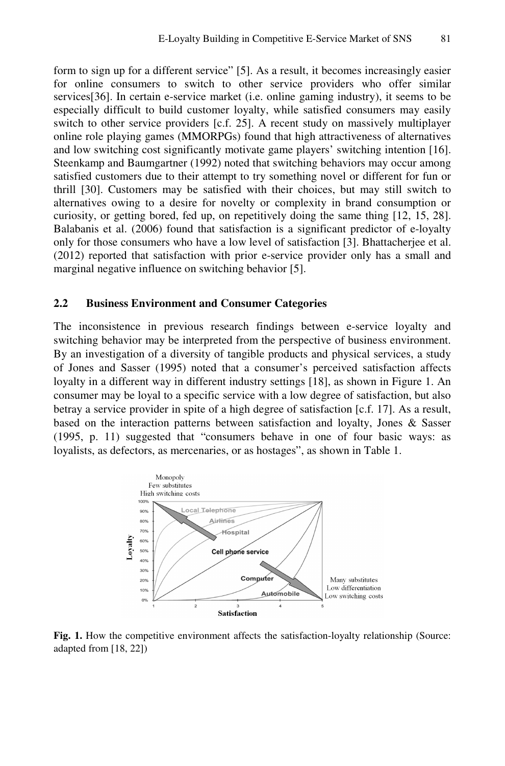form to sign up for a different service" [5]. As a result, it becomes increasingly easier for online consumers to switch to other service providers who offer similar services[36]. In certain e-service market (i.e. online gaming industry), it seems to be especially difficult to build customer loyalty, while satisfied consumers may easily switch to other service providers [c.f. 25]. A recent study on massively multiplayer online role playing games (MMORPGs) found that high attractiveness of alternatives and low switching cost significantly motivate game players' switching intention [16]. Steenkamp and Baumgartner (1992) noted that switching behaviors may occur among satisfied customers due to their attempt to try something novel or different for fun or thrill [30]. Customers may be satisfied with their choices, but may still switch to alternatives owing to a desire for novelty or complexity in brand consumption or curiosity, or getting bored, fed up, on repetitively doing the same thing [12, 15, 28]. Balabanis et al. (2006) found that satisfaction is a significant predictor of e-loyalty only for those consumers who have a low level of satisfaction [3]. Bhattacherjee et al. (2012) reported that satisfaction with prior e-service provider only has a small and marginal negative influence on switching behavior [5].

### 2.2 Business Environment and Consumer Categories

The inconsistence in previous research findings between e-service loyalty and switching behavior may be interpreted from the perspective of business environment. By an investigation of a diversity of tangible products and physical services, a study of Jones and Sasser (1995) noted that a consumer's perceived satisfaction affects loyalty in a different way in different industry settings [18], as shown in Figure 1. An consumer may be loyal to a specific service with a low degree of satisfaction, but also betray a service provider in spite of a high degree of satisfaction [c.f. 17]. As a result, based on the interaction patterns between satisfaction and loyalty, Jones & Sasser (1995, p. 11) suggested that "consumers behave in one of four basic ways: as loyalists, as defectors, as mercenaries, or as hostages", as shown in Table 1.

**Fig. 1.** How the competitive environment affects the satisfaction-loyalty relationship (Source: adapted from [18, 22])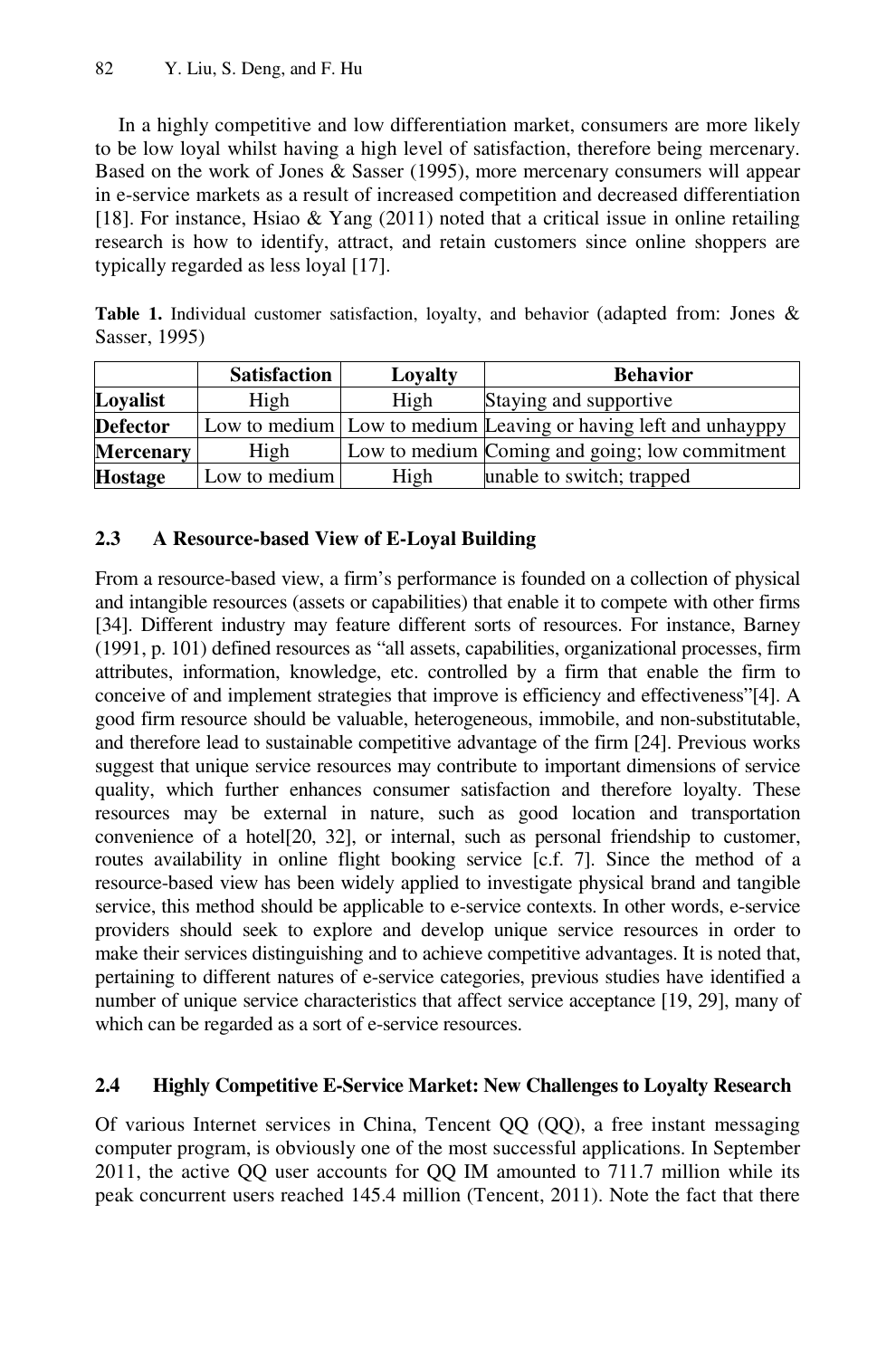In a highly competitive and low differentiation market, consumers are more likely to be low loyal whilst having a high level of satisfaction, therefore being mercenary. Based on the work of Jones & Sasser (1995), more mercenary consumers will appear in e-service markets as a result of increased competition and decreased differentiation [18]. For instance, Hsiao & Yang (2011) noted that a critical issue in online retailing research is how to identify, attract, and retain customers since online shoppers are typically regarded as less loyal [17].

**Table 1.** Individual customer satisfaction, loyalty, and behavior (adapted from: Jones & Sasser, 1995)

| | Satisfaction | Loyalty | Behavior |
|---|---|---|---|
| **Loyalist** | High | High | Staying and supportive |
| **Defector** | Low to medium | Low to medium | Leaving or having left and unhayppy |
| **Mercenary** | High | Low to medium | Coming and going; low commitment |
| **Hostage** | Low to medium | High | unable to switch; trapped |

### 2.3 A Resource-based View of E-Loyal Building

From a resource-based view, a firm's performance is founded on a collection of physical and intangible resources (assets or capabilities) that enable it to compete with other firms [34]. Different industry may feature different sorts of resources. For instance, Barney (1991, p. 101) defined resources as "all assets, capabilities, organizational processes, firm attributes, information, knowledge, etc. controlled by a firm that enable the firm to conceive of and implement strategies that improve is efficiency and effectiveness"[4]. A good firm resource should be valuable, heterogeneous, immobile, and non-substitutable, and therefore lead to sustainable competitive advantage of the firm [24]. Previous works suggest that unique service resources may contribute to important dimensions of service quality, which further enhances consumer satisfaction and therefore loyalty. These resources may be external in nature, such as good location and transportation convenience of a hotel[20, 32], or internal, such as personal friendship to customer, routes availability in online flight booking service [c.f. 7]. Since the method of a resource-based view has been widely applied to investigate physical brand and tangible service, this method should be applicable to e-service contexts. In other words, e-service providers should seek to explore and develop unique service resources in order to make their services distinguishing and to achieve competitive advantages. It is noted that, pertaining to different natures of e-service categories, previous studies have identified a number of unique service characteristics that affect service acceptance [19, 29], many of which can be regarded as a sort of e-service resources.

### 2.4 Highly Competitive E-Service Market: New Challenges to Loyalty Research

Of various Internet services in China, Tencent QQ (QQ), a free instant messaging computer program, is obviously one of the most successful applications. In September 2011, the active QQ user accounts for QQ IM amounted to 711.7 million while its peak concurrent users reached 145.4 million (Tencent, 2011). Note the fact that there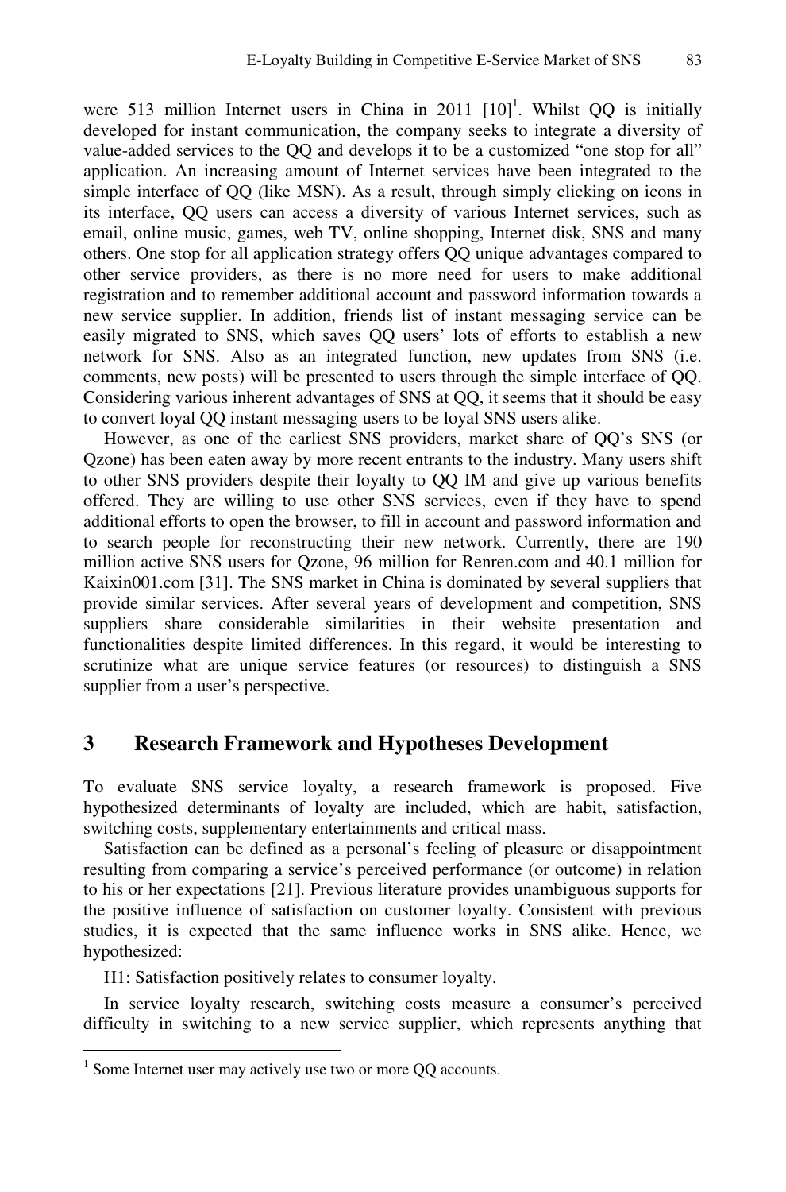were 513 million Internet users in China in 2011 [10][1]. Whilst QQ is initially developed for instant communication, the company seeks to integrate a diversity of value-added services to the QQ and develops it to be a customized "one stop for all" application. An increasing amount of Internet services have been integrated to the simple interface of QQ (like MSN). As a result, through simply clicking on icons in its interface, QQ users can access a diversity of various Internet services, such as email, online music, games, web TV, online shopping, Internet disk, SNS and many others. One stop for all application strategy offers QQ unique advantages compared to other service providers, as there is no more need for users to make additional registration and to remember additional account and password information towards a new service supplier. In addition, friends list of instant messaging service can be easily migrated to SNS, which saves QQ users' lots of efforts to establish a new network for SNS. Also as an integrated function, new updates from SNS (i.e. comments, new posts) will be presented to users through the simple interface of QQ. Considering various inherent advantages of SNS at QQ, it seems that it should be easy to convert loyal QQ instant messaging users to be loyal SNS users alike.

However, as one of the earliest SNS providers, market share of QQ's SNS (or Qzone) has been eaten away by more recent entrants to the industry. Many users shift to other SNS providers despite their loyalty to QQ IM and give up various benefits offered. They are willing to use other SNS services, even if they have to spend additional efforts to open the browser, to fill in account and password information and to search people for reconstructing their new network. Currently, there are 190 million active SNS users for Qzone, 96 million for Renren.com and 40.1 million for Kaixin001.com [31]. The SNS market in China is dominated by several suppliers that provide similar services. After several years of development and competition, SNS suppliers share considerable similarities in their website presentation and functionalities despite limited differences. In this regard, it would be interesting to scrutinize what are unique service features (or resources) to distinguish a SNS supplier from a user's perspective.

## 3 Research Framework and Hypotheses Development

To evaluate SNS service loyalty, a research framework is proposed. Five hypothesized determinants of loyalty are included, which are habit, satisfaction, switching costs, supplementary entertainments and critical mass.

Satisfaction can be defined as a personal's feeling of pleasure or disappointment resulting from comparing a service's perceived performance (or outcome) in relation to his or her expectations [21]. Previous literature provides unambiguous supports for the positive influence of satisfaction on customer loyalty. Consistent with previous studies, it is expected that the same influence works in SNS alike. Hence, we hypothesized:

H1: Satisfaction positively relates to consumer loyalty.

In service loyalty research, switching costs measure a consumer's perceived difficulty in switching to a new service supplier, which represents anything that

[1] Some Internet user may actively use two or more QQ accounts.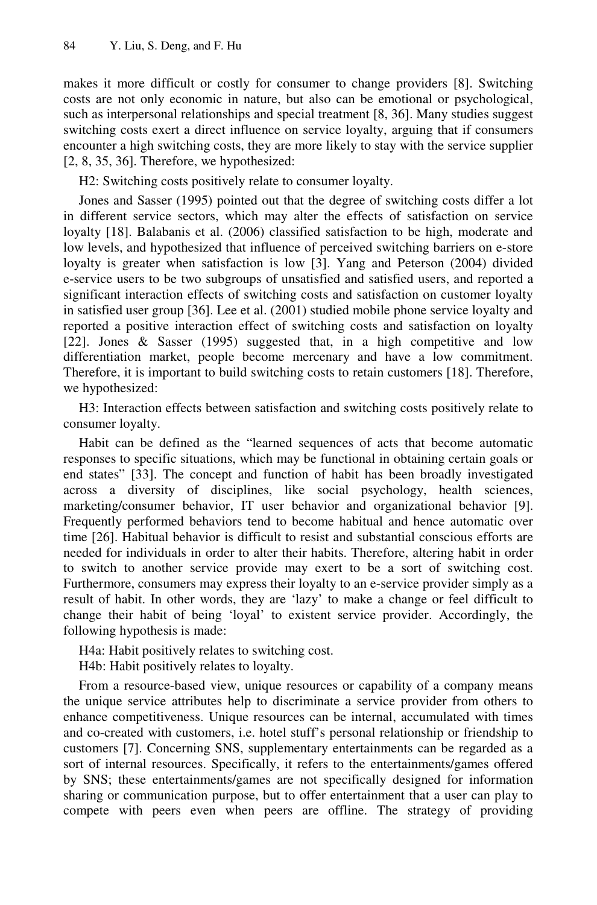makes it more difficult or costly for consumer to change providers [8]. Switching costs are not only economic in nature, but also can be emotional or psychological, such as interpersonal relationships and special treatment [8, 36]. Many studies suggest switching costs exert a direct influence on service loyalty, arguing that if consumers encounter a high switching costs, they are more likely to stay with the service supplier [2, 8, 35, 36]. Therefore, we hypothesized:

H2: Switching costs positively relate to consumer loyalty.

Jones and Sasser (1995) pointed out that the degree of switching costs differ a lot in different service sectors, which may alter the effects of satisfaction on service loyalty [18]. Balabanis et al. (2006) classified satisfaction to be high, moderate and low levels, and hypothesized that influence of perceived switching barriers on e-store loyalty is greater when satisfaction is low [3]. Yang and Peterson (2004) divided e-service users to be two subgroups of unsatisfied and satisfied users, and reported a significant interaction effects of switching costs and satisfaction on customer loyalty in satisfied user group [36]. Lee et al. (2001) studied mobile phone service loyalty and reported a positive interaction effect of switching costs and satisfaction on loyalty [22]. Jones & Sasser (1995) suggested that, in a high competitive and low differentiation market, people become mercenary and have a low commitment. Therefore, it is important to build switching costs to retain customers [18]. Therefore, we hypothesized:

H3: Interaction effects between satisfaction and switching costs positively relate to consumer loyalty.

Habit can be defined as the "learned sequences of acts that become automatic responses to specific situations, which may be functional in obtaining certain goals or end states" [33]. The concept and function of habit has been broadly investigated across a diversity of disciplines, like social psychology, health sciences, marketing/consumer behavior, IT user behavior and organizational behavior [9]. Frequently performed behaviors tend to become habitual and hence automatic over time [26]. Habitual behavior is difficult to resist and substantial conscious efforts are needed for individuals in order to alter their habits. Therefore, altering habit in order to switch to another service provide may exert to be a sort of switching cost. Furthermore, consumers may express their loyalty to an e-service provider simply as a result of habit. In other words, they are 'lazy' to make a change or feel difficult to change their habit of being 'loyal' to existent service provider. Accordingly, the following hypothesis is made:

H4a: Habit positively relates to switching cost.

H4b: Habit positively relates to loyalty.

From a resource-based view, unique resources or capability of a company means the unique service attributes help to discriminate a service provider from others to enhance competitiveness. Unique resources can be internal, accumulated with times and co-created with customers, i.e. hotel stuff's personal relationship or friendship to customers [7]. Concerning SNS, supplementary entertainments can be regarded as a sort of internal resources. Specifically, it refers to the entertainments/games offered by SNS; these entertainments/games are not specifically designed for information sharing or communication purpose, but to offer entertainment that a user can play to compete with peers even when peers are offline. The strategy of providing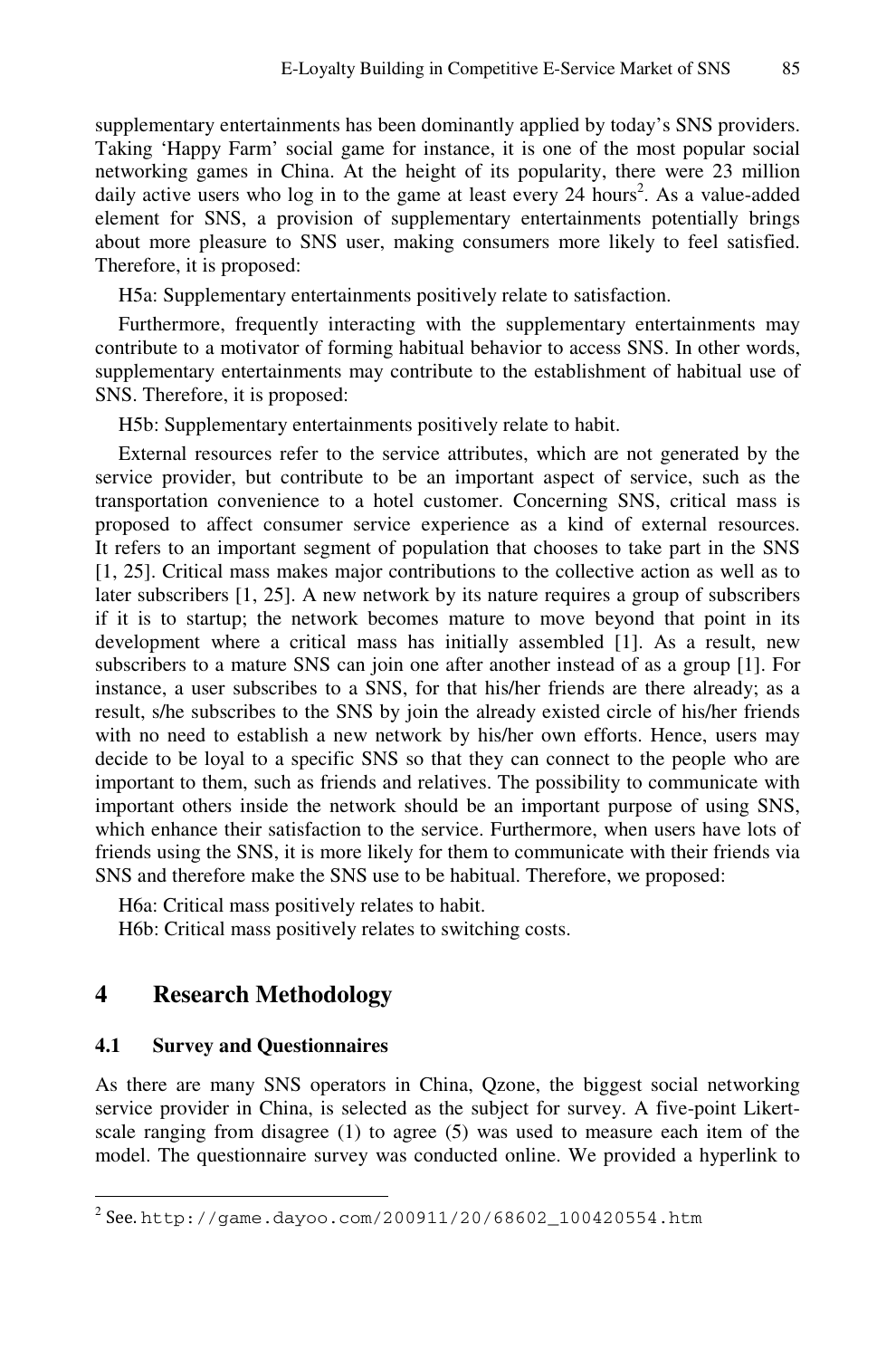supplementary entertainments has been dominantly applied by today's SNS providers. Taking 'Happy Farm' social game for instance, it is one of the most popular social networking games in China. At the height of its popularity, there were 23 million daily active users who log in to the game at least every 24 hours[2]. As a value-added element for SNS, a provision of supplementary entertainments potentially brings about more pleasure to SNS user, making consumers more likely to feel satisfied. Therefore, it is proposed:

H5a: Supplementary entertainments positively relate to satisfaction.

Furthermore, frequently interacting with the supplementary entertainments may contribute to a motivator of forming habitual behavior to access SNS. In other words, supplementary entertainments may contribute to the establishment of habitual use of SNS. Therefore, it is proposed:

H5b: Supplementary entertainments positively relate to habit.

External resources refer to the service attributes, which are not generated by the service provider, but contribute to be an important aspect of service, such as the transportation convenience to a hotel customer. Concerning SNS, critical mass is proposed to affect consumer service experience as a kind of external resources. It refers to an important segment of population that chooses to take part in the SNS [1, 25]. Critical mass makes major contributions to the collective action as well as to later subscribers [1, 25]. A new network by its nature requires a group of subscribers if it is to startup; the network becomes mature to move beyond that point in its development where a critical mass has initially assembled [1]. As a result, new subscribers to a mature SNS can join one after another instead of as a group [1]. For instance, a user subscribes to a SNS, for that his/her friends are there already; as a result, s/he subscribes to the SNS by join the already existed circle of his/her friends with no need to establish a new network by his/her own efforts. Hence, users may decide to be loyal to a specific SNS so that they can connect to the people who are important to them, such as friends and relatives. The possibility to communicate with important others inside the network should be an important purpose of using SNS, which enhance their satisfaction to the service. Furthermore, when users have lots of friends using the SNS, it is more likely for them to communicate with their friends via SNS and therefore make the SNS use to be habitual. Therefore, we proposed:

H6a: Critical mass positively relates to habit.

H6b: Critical mass positively relates to switching costs.

## 4 Research Methodology

### 4.1 Survey and Questionnaires

As there are many SNS operators in China, Qzone, the biggest social networking service provider in China, is selected as the subject for survey. A five-point Likert-scale ranging from disagree (1) to agree (5) was used to measure each item of the model. The questionnaire survey was conducted online. We provided a hyperlink to

[2] See. http://game.dayoo.com/200911/20/68602_100420554.htm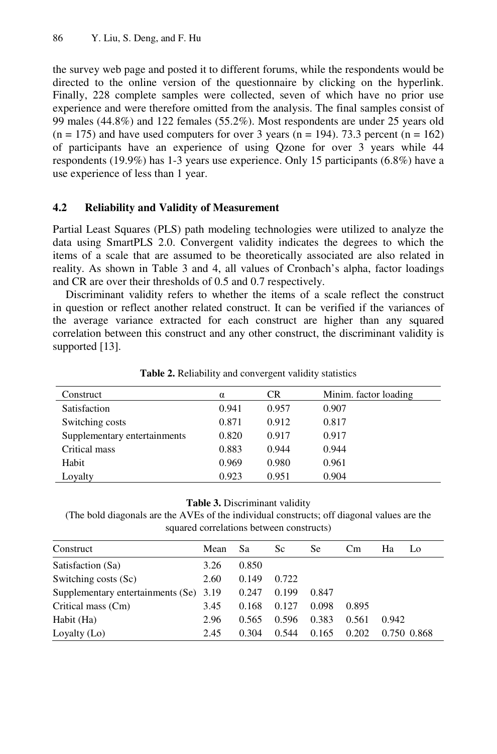the survey web page and posted it to different forums, while the respondents would be directed to the online version of the questionnaire by clicking on the hyperlink. Finally, 228 complete samples were collected, seven of which have no prior use experience and were therefore omitted from the analysis. The final samples consist of 99 males (44.8%) and 122 females (55.2%). Most respondents are under 25 years old (n = 175) and have used computers for over 3 years (n = 194). 73.3 percent (n = 162) of participants have an experience of using Qzone for over 3 years while 44 respondents (19.9%) has 1-3 years use experience. Only 15 participants (6.8%) have a use experience of less than 1 year.

### 4.2 Reliability and Validity of Measurement

Partial Least Squares (PLS) path modeling technologies were utilized to analyze the data using SmartPLS 2.0. Convergent validity indicates the degrees to which the items of a scale that are assumed to be theoretically associated are also related in reality. As shown in Table 3 and 4, all values of Cronbach's alpha, factor loadings and CR are over their thresholds of 0.5 and 0.7 respectively.

Discriminant validity refers to whether the items of a scale reflect the construct in question or reflect another related construct. It can be verified if the variances of the average variance extracted for each construct are higher than any squared correlation between this construct and any other construct, the discriminant validity is supported [13].

**Table 2.** Reliability and convergent validity statistics

| Construct | α | CR | Minim. factor loading |
|---|---|---|---|
| Satisfaction | 0.941 | 0.957 | 0.907 |
| Switching costs | 0.871 | 0.912 | 0.817 |
| Supplementary entertainments | 0.820 | 0.917 | 0.917 |
| Critical mass | 0.883 | 0.944 | 0.944 |
| Habit | 0.969 | 0.980 | 0.961 |
| Loyalty | 0.923 | 0.951 | 0.904 |

**Table 3.** Discriminant validity
(The bold diagonals are the AVEs of the individual constructs; off diagonal values are the squared correlations between constructs)

| Construct | Mean | Sa | Sc | Se | Cm | Ha | Lo |
|---|---|---|---|---|---|---|---|
| Satisfaction (Sa) | 3.26 | 0.850 | | | | | |
| Switching costs (Sc) | 2.60 | 0.149 | 0.722 | | | | |
| Supplementary entertainments (Se) | 3.19 | 0.247 | 0.199 | 0.847 | | | |
| Critical mass (Cm) | 3.45 | 0.168 | 0.127 | 0.098 | 0.895 | | |
| Habit (Ha) | 2.96 | 0.565 | 0.596 | 0.383 | 0.561 | 0.942 | |
| Loyalty (Lo) | 2.45 | 0.304 | 0.544 | 0.165 | 0.202 | 0.750 | 0.868 |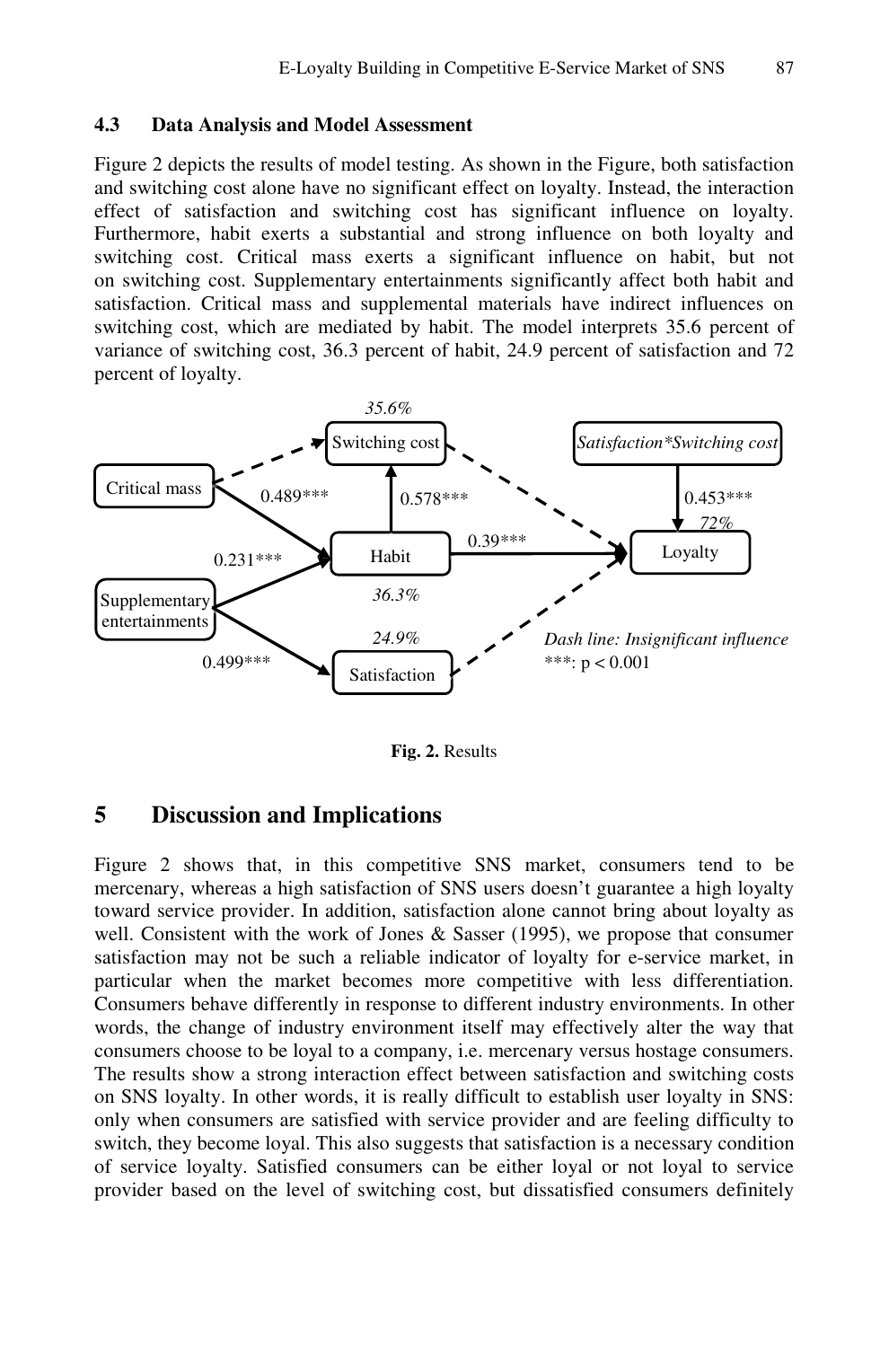### 4.3 Data Analysis and Model Assessment

Figure 2 depicts the results of model testing. As shown in the Figure, both satisfaction and switching cost alone have no significant effect on loyalty. Instead, the interaction effect of satisfaction and switching cost has significant influence on loyalty. Furthermore, habit exerts a substantial and strong influence on both loyalty and switching cost. Critical mass exerts a significant influence on habit, but not on switching cost. Supplementary entertainments significantly affect both habit and satisfaction. Critical mass and supplemental materials have indirect influences on switching cost, which are mediated by habit. The model interprets 35.6 percent of variance of switching cost, 36.3 percent of habit, 24.9 percent of satisfaction and 72 percent of loyalty.

35.6%

Switching cost

Satisfaction*Switching cost

Critical mass

0.489***

0.578***

0.453***

72%

0.39***

Loyalty

0.231***

Habit

36.3%

Supplementary entertainments

24.9%

*Dash line: Insignificant influence*

0.499***

***: p < 0.001

Satisfaction

**Fig. 2.** Results

## 5 Discussion and Implications

Figure 2 shows that, in this competitive SNS market, consumers tend to be mercenary, whereas a high satisfaction of SNS users doesn't guarantee a high loyalty toward service provider. In addition, satisfaction alone cannot bring about loyalty as well. Consistent with the work of Jones & Sasser (1995), we propose that consumer satisfaction may not be such a reliable indicator of loyalty for e-service market, in particular when the market becomes more competitive with less differentiation. Consumers behave differently in response to different industry environments. In other words, the change of industry environment itself may effectively alter the way that consumers choose to be loyal to a company, i.e. mercenary versus hostage consumers. The results show a strong interaction effect between satisfaction and switching costs on SNS loyalty. In other words, it is really difficult to establish user loyalty in SNS: only when consumers are satisfied with service provider and are feeling difficulty to switch, they become loyal. This also suggests that satisfaction is a necessary condition of service loyalty. Satisfied consumers can be either loyal or not loyal to service provider based on the level of switching cost, but dissatisfied consumers definitely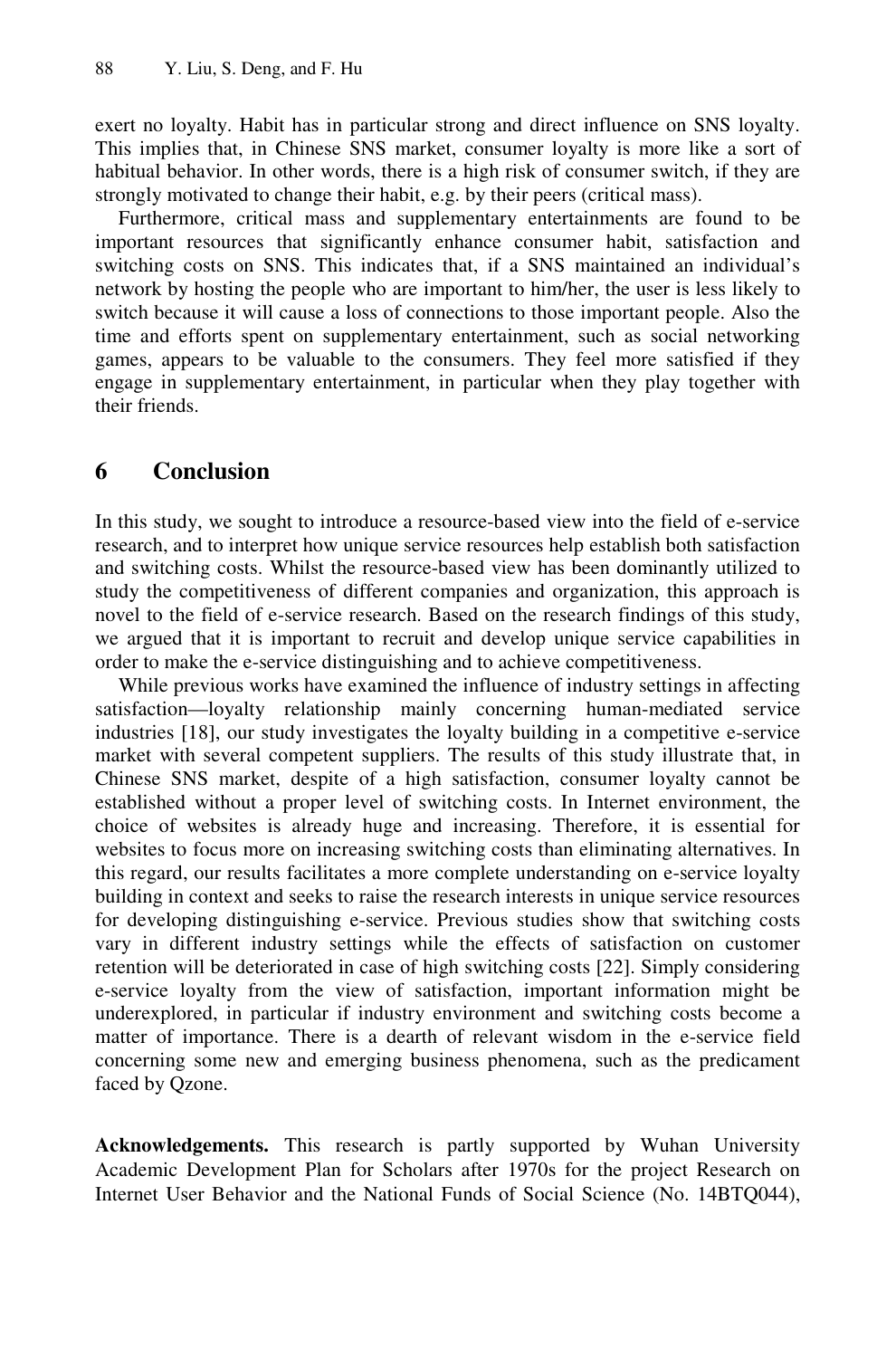exert no loyalty. Habit has in particular strong and direct influence on SNS loyalty. This implies that, in Chinese SNS market, consumer loyalty is more like a sort of habitual behavior. In other words, there is a high risk of consumer switch, if they are strongly motivated to change their habit, e.g. by their peers (critical mass).

Furthermore, critical mass and supplementary entertainments are found to be important resources that significantly enhance consumer habit, satisfaction and switching costs on SNS. This indicates that, if a SNS maintained an individual's network by hosting the people who are important to him/her, the user is less likely to switch because it will cause a loss of connections to those important people. Also the time and efforts spent on supplementary entertainment, such as social networking games, appears to be valuable to the consumers. They feel more satisfied if they engage in supplementary entertainment, in particular when they play together with their friends.

## 6 Conclusion

In this study, we sought to introduce a resource-based view into the field of e-service research, and to interpret how unique service resources help establish both satisfaction and switching costs. Whilst the resource-based view has been dominantly utilized to study the competitiveness of different companies and organization, this approach is novel to the field of e-service research. Based on the research findings of this study, we argued that it is important to recruit and develop unique service capabilities in order to make the e-service distinguishing and to achieve competitiveness.

While previous works have examined the influence of industry settings in affecting satisfaction—loyalty relationship mainly concerning human-mediated service industries [18], our study investigates the loyalty building in a competitive e-service market with several competent suppliers. The results of this study illustrate that, in Chinese SNS market, despite of a high satisfaction, consumer loyalty cannot be established without a proper level of switching costs. In Internet environment, the choice of websites is already huge and increasing. Therefore, it is essential for websites to focus more on increasing switching costs than eliminating alternatives. In this regard, our results facilitates a more complete understanding on e-service loyalty building in context and seeks to raise the research interests in unique service resources for developing distinguishing e-service. Previous studies show that switching costs vary in different industry settings while the effects of satisfaction on customer retention will be deteriorated in case of high switching costs [22]. Simply considering e-service loyalty from the view of satisfaction, important information might be underexplored, in particular if industry environment and switching costs become a matter of importance. There is a dearth of relevant wisdom in the e-service field concerning some new and emerging business phenomena, such as the predicament faced by Qzone.

**Acknowledgements.** This research is partly supported by Wuhan University Academic Development Plan for Scholars after 1970s for the project Research on Internet User Behavior and the National Funds of Social Science (No. 14BTQ044),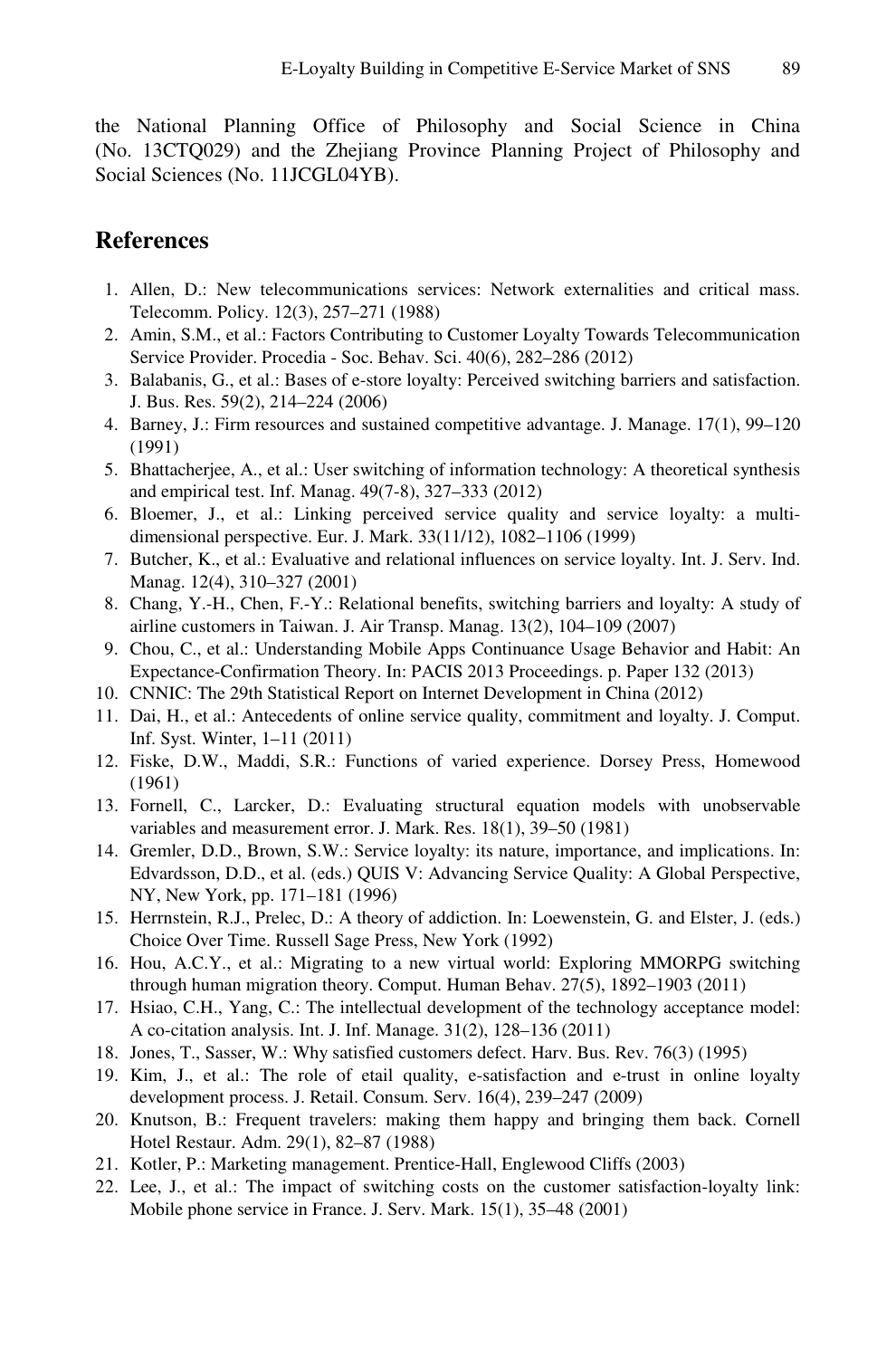the National Planning Office of Philosophy and Social Science in China (No. 13CTQ029) and the Zhejiang Province Planning Project of Philosophy and Social Sciences (No. 11JCGL04YB).

## References

1. Allen, D.: New telecommunications services: Network externalities and critical mass. Telecomm. Policy. 12(3), 257–271 (1988)
2. Amin, S.M., et al.: Factors Contributing to Customer Loyalty Towards Telecommunication Service Provider. Procedia - Soc. Behav. Sci. 40(6), 282–286 (2012)
3. Balabanis, G., et al.: Bases of e-store loyalty: Perceived switching barriers and satisfaction. J. Bus. Res. 59(2), 214–224 (2006)
4. Barney, J.: Firm resources and sustained competitive advantage. J. Manage. 17(1), 99–120 (1991)
5. Bhattacherjee, A., et al.: User switching of information technology: A theoretical synthesis and empirical test. Inf. Manag. 49(7-8), 327–333 (2012)
6. Bloemer, J., et al.: Linking perceived service quality and service loyalty: a multi-dimensional perspective. Eur. J. Mark. 33(11/12), 1082–1106 (1999)
7. Butcher, K., et al.: Evaluative and relational influences on service loyalty. Int. J. Serv. Ind. Manag. 12(4), 310–327 (2001)
8. Chang, Y.-H., Chen, F.-Y.: Relational benefits, switching barriers and loyalty: A study of airline customers in Taiwan. J. Air Transp. Manag. 13(2), 104–109 (2007)
9. Chou, C., et al.: Understanding Mobile Apps Continuance Usage Behavior and Habit: An Expectance-Confirmation Theory. In: PACIS 2013 Proceedings. p. Paper 132 (2013)
10. CNNIC: The 29th Statistical Report on Internet Development in China (2012)
11. Dai, H., et al.: Antecedents of online service quality, commitment and loyalty. J. Comput. Inf. Syst. Winter, 1–11 (2011)
12. Fiske, D.W., Maddi, S.R.: Functions of varied experience. Dorsey Press, Homewood (1961)
13. Fornell, C., Larcker, D.: Evaluating structural equation models with unobservable variables and measurement error. J. Mark. Res. 18(1), 39–50 (1981)
14. Gremler, D.D., Brown, S.W.: Service loyalty: its nature, importance, and implications. In: Edvardsson, D.D., et al. (eds.) QUIS V: Advancing Service Quality: A Global Perspective, NY, New York, pp. 171–181 (1996)
15. Herrnstein, R.J., Prelec, D.: A theory of addiction. In: Loewenstein, G. and Elster, J. (eds.) Choice Over Time. Russell Sage Press, New York (1992)
16. Hou, A.C.Y., et al.: Migrating to a new virtual world: Exploring MMORPG switching through human migration theory. Comput. Human Behav. 27(5), 1892–1903 (2011)
17. Hsiao, C.H., Yang, C.: The intellectual development of the technology acceptance model: A co-citation analysis. Int. J. Inf. Manage. 31(2), 128–136 (2011)
18. Jones, T., Sasser, W.: Why satisfied customers defect. Harv. Bus. Rev. 76(3) (1995)
19. Kim, J., et al.: The role of etail quality, e-satisfaction and e-trust in online loyalty development process. J. Retail. Consum. Serv. 16(4), 239–247 (2009)
20. Knutson, B.: Frequent travelers: making them happy and bringing them back. Cornell Hotel Restaur. Adm. 29(1), 82–87 (1988)
21. Kotler, P.: Marketing management. Prentice-Hall, Englewood Cliffs (2003)
22. Lee, J., et al.: The impact of switching costs on the customer satisfaction-loyalty link: Mobile phone service in France. J. Serv. Mark. 15(1), 35–48 (2001)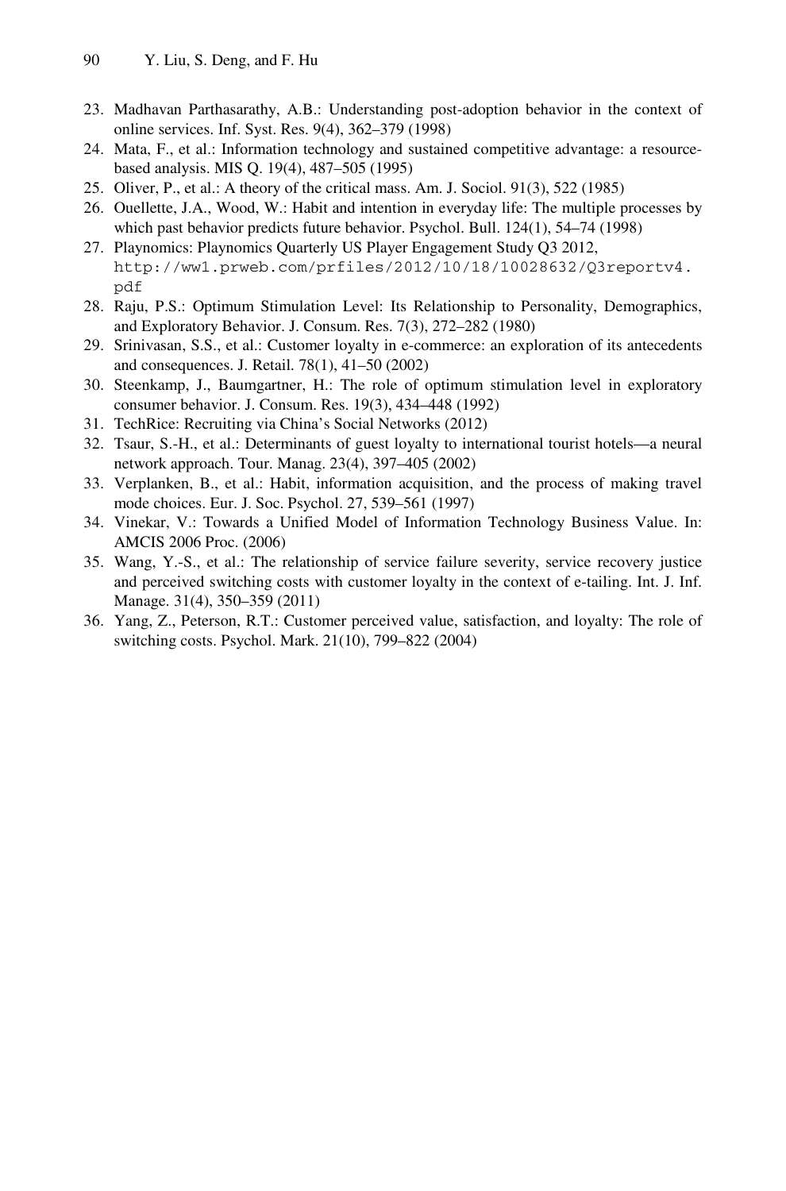23. Madhavan Parthasarathy, A.B.: Understanding post-adoption behavior in the context of online services. Inf. Syst. Res. 9(4), 362–379 (1998)
24. Mata, F., et al.: Information technology and sustained competitive advantage: a resource-based analysis. MIS Q. 19(4), 487–505 (1995)
25. Oliver, P., et al.: A theory of the critical mass. Am. J. Sociol. 91(3), 522 (1985)
26. Ouellette, J.A., Wood, W.: Habit and intention in everyday life: The multiple processes by which past behavior predicts future behavior. Psychol. Bull. 124(1), 54–74 (1998)
27. Playnomics: Playnomics Quarterly US Player Engagement Study Q3 2012, http://ww1.prweb.com/prfiles/2012/10/18/10028632/Q3reportv4.pdf
28. Raju, P.S.: Optimum Stimulation Level: Its Relationship to Personality, Demographics, and Exploratory Behavior. J. Consum. Res. 7(3), 272–282 (1980)
29. Srinivasan, S.S., et al.: Customer loyalty in e-commerce: an exploration of its antecedents and consequences. J. Retail. 78(1), 41–50 (2002)
30. Steenkamp, J., Baumgartner, H.: The role of optimum stimulation level in exploratory consumer behavior. J. Consum. Res. 19(3), 434–448 (1992)
31. TechRice: Recruiting via China's Social Networks (2012)
32. Tsaur, S.-H., et al.: Determinants of guest loyalty to international tourist hotels—a neural network approach. Tour. Manag. 23(4), 397–405 (2002)
33. Verplanken, B., et al.: Habit, information acquisition, and the process of making travel mode choices. Eur. J. Soc. Psychol. 27, 539–561 (1997)
34. Vinekar, V.: Towards a Unified Model of Information Technology Business Value. In: AMCIS 2006 Proc. (2006)
35. Wang, Y.-S., et al.: The relationship of service failure severity, service recovery justice and perceived switching costs with customer loyalty in the context of e-tailing. Int. J. Inf. Manage. 31(4), 350–359 (2011)
36. Yang, Z., Peterson, R.T.: Customer perceived value, satisfaction, and loyalty: The role of switching costs. Psychol. Mark. 21(10), 799–822 (2004)